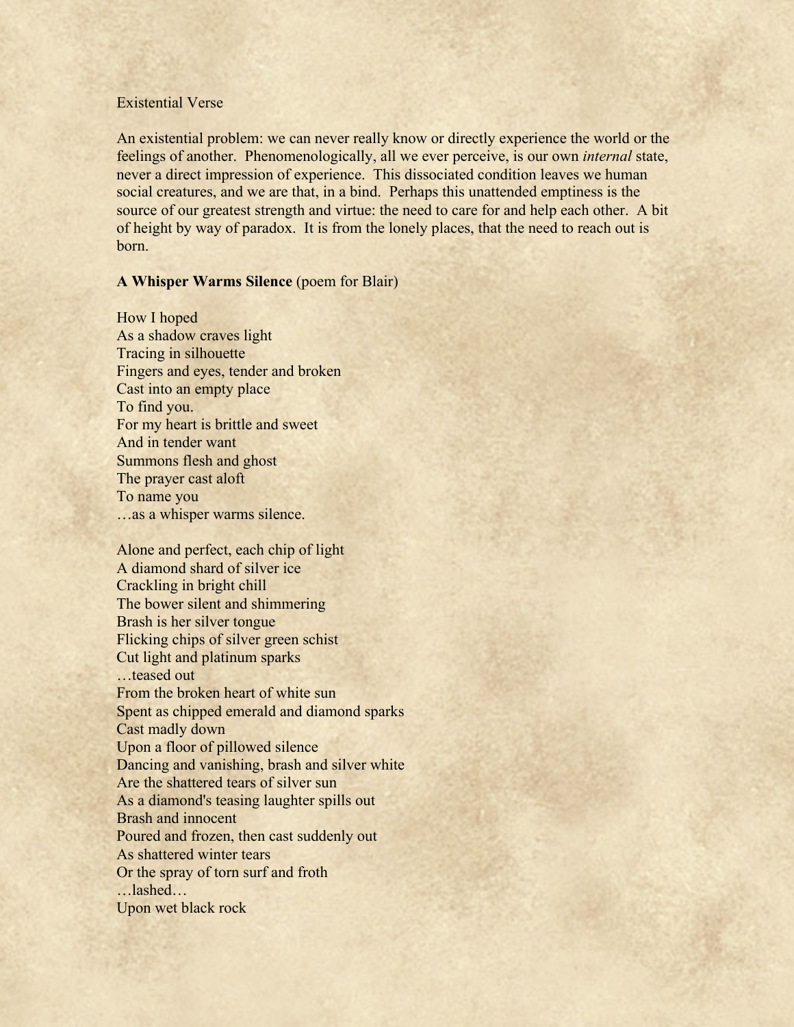Existential Verse

An existential problem: we can never really know or directly experience the world or the feelings of another. Phenomenologically, all we ever perceive, is our own *internal* state, never a direct impression of experience. This dissociated condition leaves we human social creatures, and we are that, in a bind. Perhaps this unattended emptiness is the source of our greatest strength and virtue: the need to care for and help each other. A bit of height by way of paradox. It is from the lonely places, that the need to reach out is born.

**A Whisper Warms Silence** (poem for Blair)

How I hoped  
As a shadow craves light  
Tracing in silhouette  
Fingers and eyes, tender and broken  
Cast into an empty place  
To find you.  
For my heart is brittle and sweet  
And in tender want  
Summons flesh and ghost  
The prayer cast aloft  
To name you  
…as a whisper warms silence.

Alone and perfect, each chip of light  
A diamond shard of silver ice  
Crackling in bright chill  
The bower silent and shimmering  
Brash is her silver tongue  
Flicking chips of silver green schist  
Cut light and platinum sparks  
…teased out  
From the broken heart of white sun  
Spent as chipped emerald and diamond sparks  
Cast madly down  
Upon a floor of pillowed silence  
Dancing and vanishing, brash and silver white  
Are the shattered tears of silver sun  
As a diamond's teasing laughter spills out  
Brash and innocent  
Poured and frozen, then cast suddenly out  
As shattered winter tears  
Or the spray of torn surf and froth  
…lashed…  
Upon wet black rock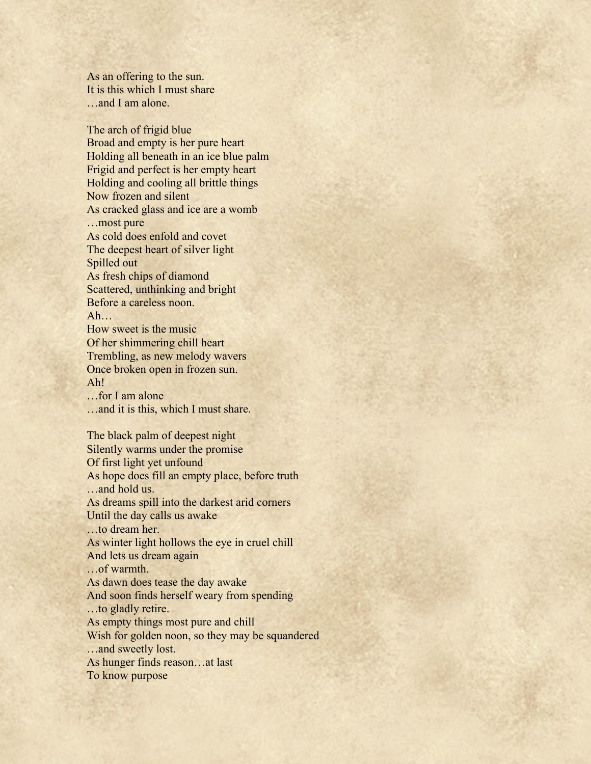As an offering to the sun.  
It is this which I must share  
…and I am alone.

The arch of frigid blue  
Broad and empty is her pure heart  
Holding all beneath in an ice blue palm  
Frigid and perfect is her empty heart  
Holding and cooling all brittle things  
Now frozen and silent  
As cracked glass and ice are a womb  
…most pure  
As cold does enfold and covet  
The deepest heart of silver light  
Spilled out  
As fresh chips of diamond  
Scattered, unthinking and bright  
Before a careless noon.  
Ah…  
How sweet is the music  
Of her shimmering chill heart  
Trembling, as new melody wavers  
Once broken open in frozen sun.  
Ah!  
…for I am alone  
…and it is this, which I must share.

The black palm of deepest night  
Silently warms under the promise  
Of first light yet unfound  
As hope does fill an empty place, before truth  
…and hold us.  
As dreams spill into the darkest arid corners  
Until the day calls us awake  
…to dream her.  
As winter light hollows the eye in cruel chill  
And lets us dream again  
…of warmth.  
As dawn does tease the day awake  
And soon finds herself weary from spending  
…to gladly retire.  
As empty things most pure and chill  
Wish for golden noon, so they may be squandered  
…and sweetly lost.  
As hunger finds reason…at last  
To know purpose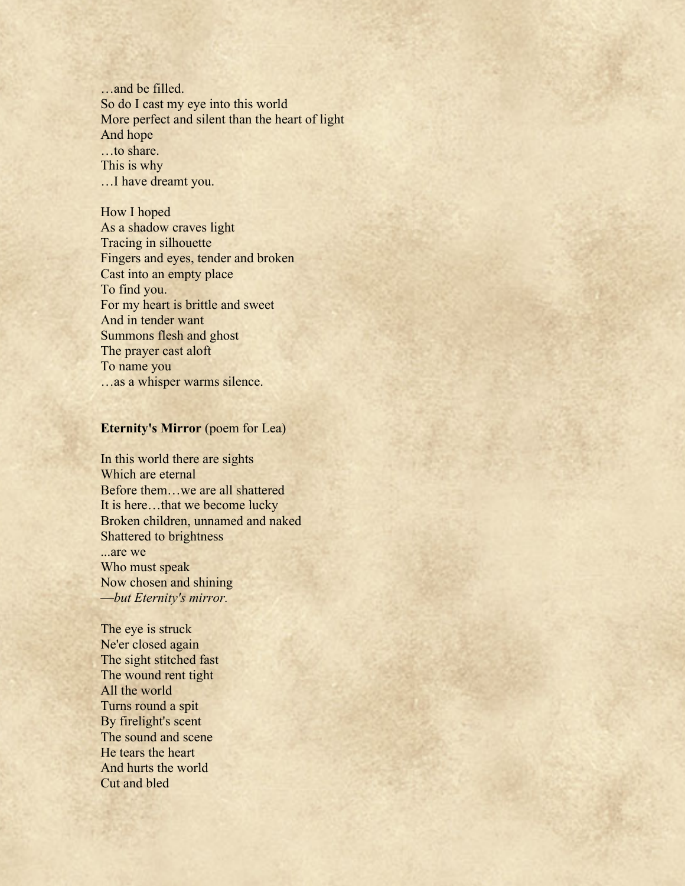…and be filled.
So do I cast my eye into this world
More perfect and silent than the heart of light
And hope
…to share.
This is why
…I have dreamt you.

How I hoped
As a shadow craves light
Tracing in silhouette
Fingers and eyes, tender and broken
Cast into an empty place
To find you.
For my heart is brittle and sweet
And in tender want
Summons flesh and ghost
The prayer cast aloft
To name you
…as a whisper warms silence.

**Eternity's Mirror** (poem for Lea)

In this world there are sights
Which are eternal
Before them…we are all shattered
It is here…that we become lucky
Broken children, unnamed and naked
Shattered to brightness
...are we
Who must speak
Now chosen and shining
—*but Eternity's mirror.*

The eye is struck
Ne'er closed again
The sight stitched fast
The wound rent tight
All the world
Turns round a spit
By firelight's scent
The sound and scene
He tears the heart
And hurts the world
Cut and bled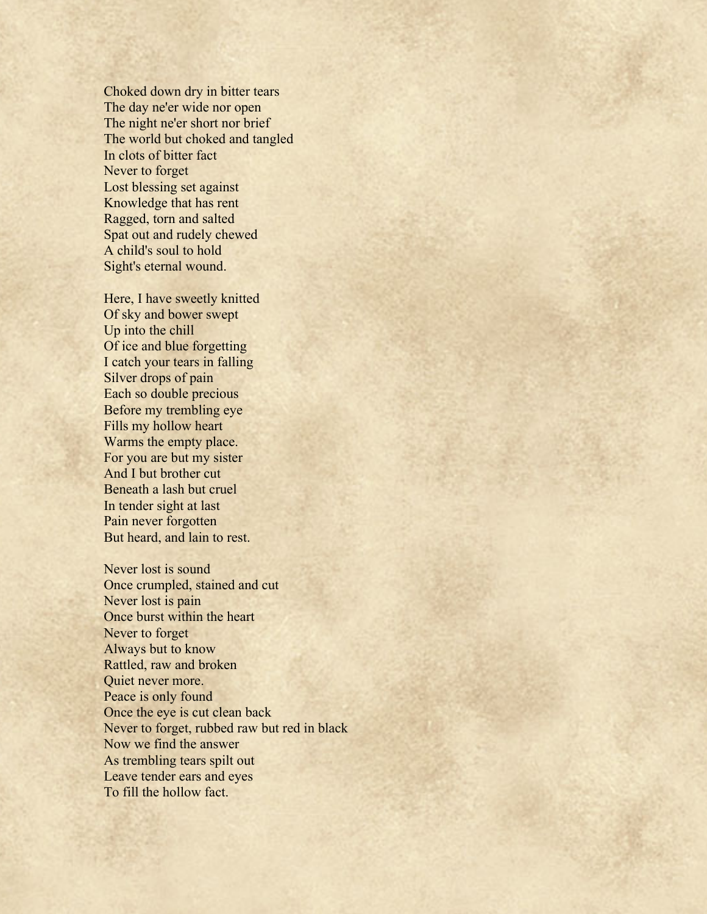Choked down dry in bitter tears  
The day ne'er wide nor open  
The night ne'er short nor brief  
The world but choked and tangled  
In clots of bitter fact  
Never to forget  
Lost blessing set against  
Knowledge that has rent  
Ragged, torn and salted  
Spat out and rudely chewed  
A child's soul to hold  
Sight's eternal wound.

Here, I have sweetly knitted  
Of sky and bower swept  
Up into the chill  
Of ice and blue forgetting  
I catch your tears in falling  
Silver drops of pain  
Each so double precious  
Before my trembling eye  
Fills my hollow heart  
Warms the empty place.  
For you are but my sister  
And I but brother cut  
Beneath a lash but cruel  
In tender sight at last  
Pain never forgotten  
But heard, and lain to rest.

Never lost is sound  
Once crumpled, stained and cut  
Never lost is pain  
Once burst within the heart  
Never to forget  
Always but to know  
Rattled, raw and broken  
Quiet never more.  
Peace is only found  
Once the eye is cut clean back  
Never to forget, rubbed raw but red in black  
Now we find the answer  
As trembling tears spilt out  
Leave tender ears and eyes  
To fill the hollow fact.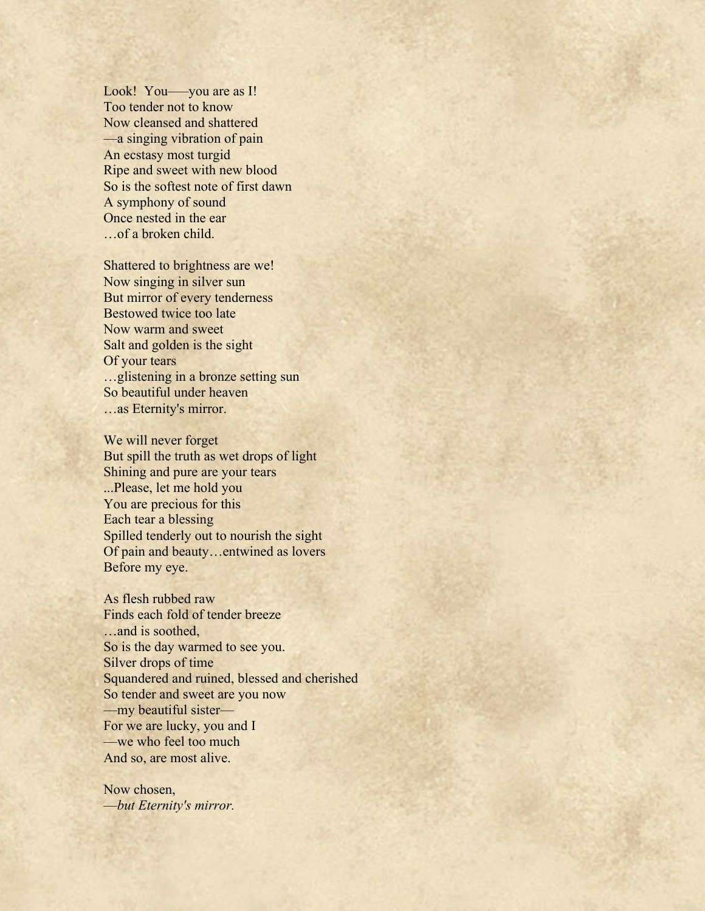Look!  You—you are as I!  
Too tender not to know  
Now cleansed and shattered  
—a singing vibration of pain  
An ecstasy most turgid  
Ripe and sweet with new blood  
So is the softest note of first dawn  
A symphony of sound  
Once nested in the ear  
…of a broken child.

Shattered to brightness are we!  
Now singing in silver sun  
But mirror of every tenderness  
Bestowed twice too late  
Now warm and sweet  
Salt and golden is the sight  
Of your tears  
…glistening in a bronze setting sun  
So beautiful under heaven  
…as Eternity's mirror.

We will never forget  
But spill the truth as wet drops of light  
Shining and pure are your tears  
...Please, let me hold you  
You are precious for this  
Each tear a blessing  
Spilled tenderly out to nourish the sight  
Of pain and beauty…entwined as lovers  
Before my eye.

As flesh rubbed raw  
Finds each fold of tender breeze  
…and is soothed,  
So is the day warmed to see you.  
Silver drops of time  
Squandered and ruined, blessed and cherished  
So tender and sweet are you now  
—my beautiful sister—  
For we are lucky, you and I  
—we who feel too much  
And so, are most alive.

Now chosen,  
—*but Eternity's mirror.*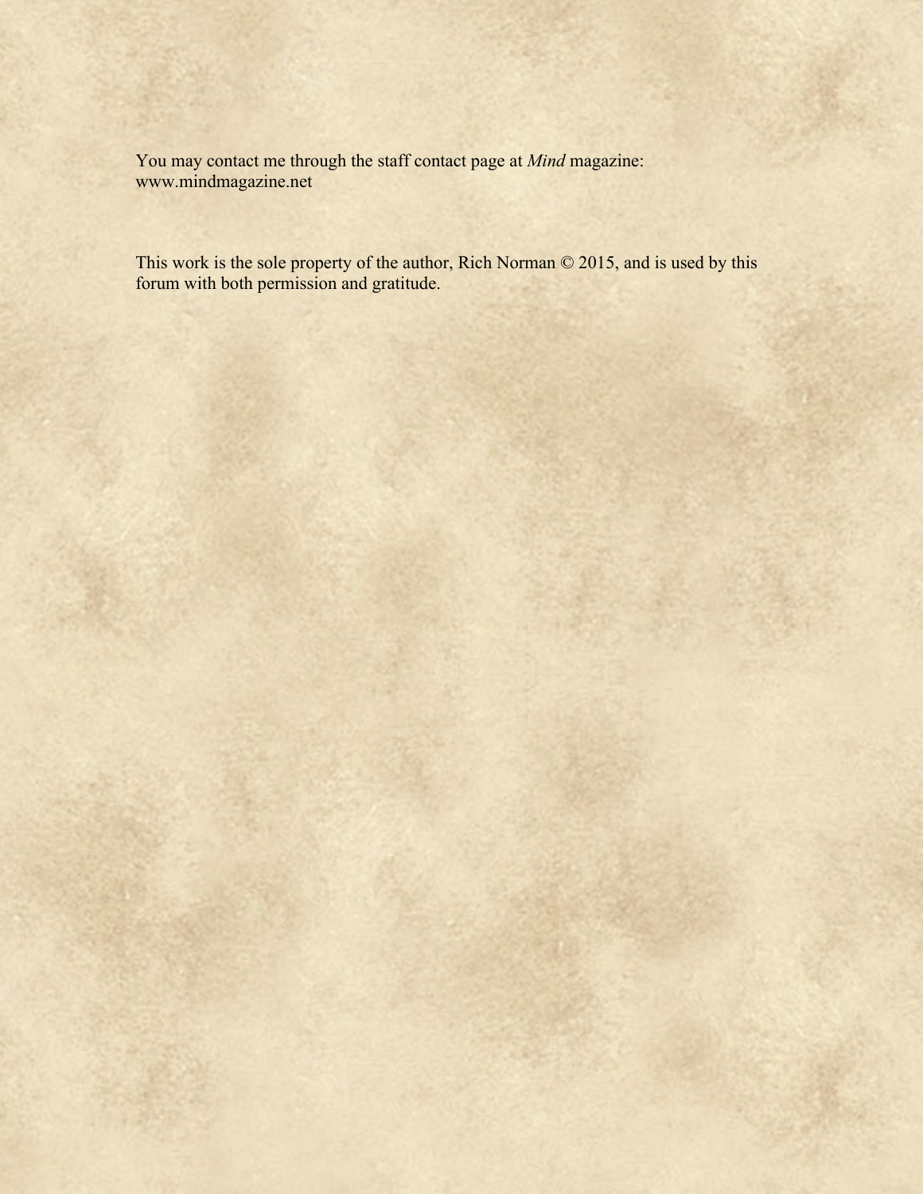You may contact me through the staff contact page at *Mind* magazine: www.mindmagazine.net

This work is the sole property of the author, Rich Norman © 2015, and is used by this forum with both permission and gratitude.